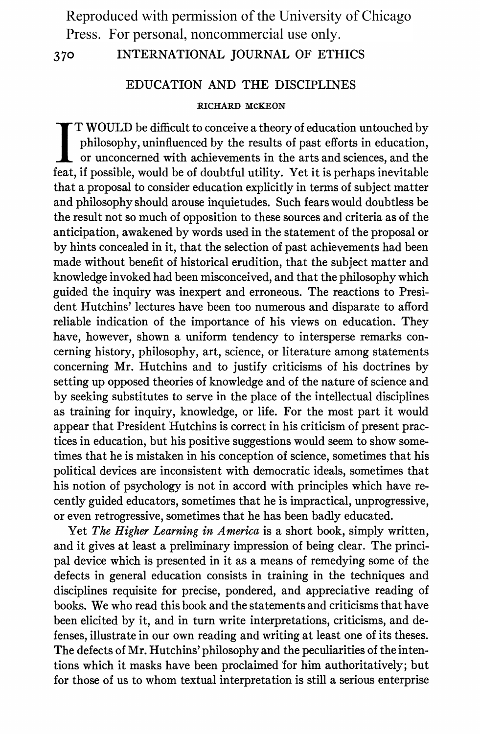Reproduced with permission of the University of Chicago Press. For personal, noncommercial use only.

# EDUCATION AND THE DISCIPLINES

RICHARD McKEON

IT WOULD be difficult to conceive a theory of education untouched by philosophy, uninfluenced by the results of past efforts in education, or unconcerned with achievements in the arts and sciences, and the feat, if possible, would be of doubtful utility. Yet it is perhaps inevitable that a proposal to consider education explicitly in terms of subject matter and philosophy should arouse inquietudes. Such fears would doubtless be the result not so much of opposition to these sources and criteria as of the anticipation, awakened by words used in the statement of the proposal or by hints concealed in it, that the selection of past achievements had been made without benefit of historical erudition, that the subject matter and knowledge invoked had been misconceived, and that the philosophy which guided the inquiry was inexpert and erroneous. The reactions to President Hutchins' lectures have been too numerous and disparate to afford reliable indication of the importance of his views on education. They have, however, shown a uniform tendency to intersperse remarks concerning history, philosophy, art, science, or literature among statements concerning Mr. Hutchins and to justify criticisms of his doctrines by setting up opposed theories of knowledge and of the nature of science and by seeking substitutes to serve in the place of the intellectual disciplines as training for inquiry, knowledge, or life. For the most part it would appear that President Hutchins is correct in his criticism of present practices in education, but his positive suggestions would seem to show sometimes that he is mistaken in his conception of science, sometimes that his political devices are inconsistent with democratic ideals, sometimes that his notion of psychology is not in accord with principles which have recently guided educators, sometimes that he is impractical, unprogressive, or even retrogressive, sometimes that he has been badly educated.

Yet *The Higher Learning in America* is a short book, simply written, and it gives at least a preliminary impression of being clear. The principal device which is presented in it as a means of remedying some of the defects in general education consists in training in the techniques and disciplines requisite for precise, pondered, and appreciative reading of books. We who read this book and the statements and criticisms that have been elicited by it, and in turn write interpretations, criticisms, and defenses, illustrate in our own reading and writing at least one of its theses. The defects of Mr. Hutchins' philosophy and the peculiarities of the intentions which it masks have been proclaimed for him authoritatively; but for those of us to whom textual interpretation is still a serious enterprise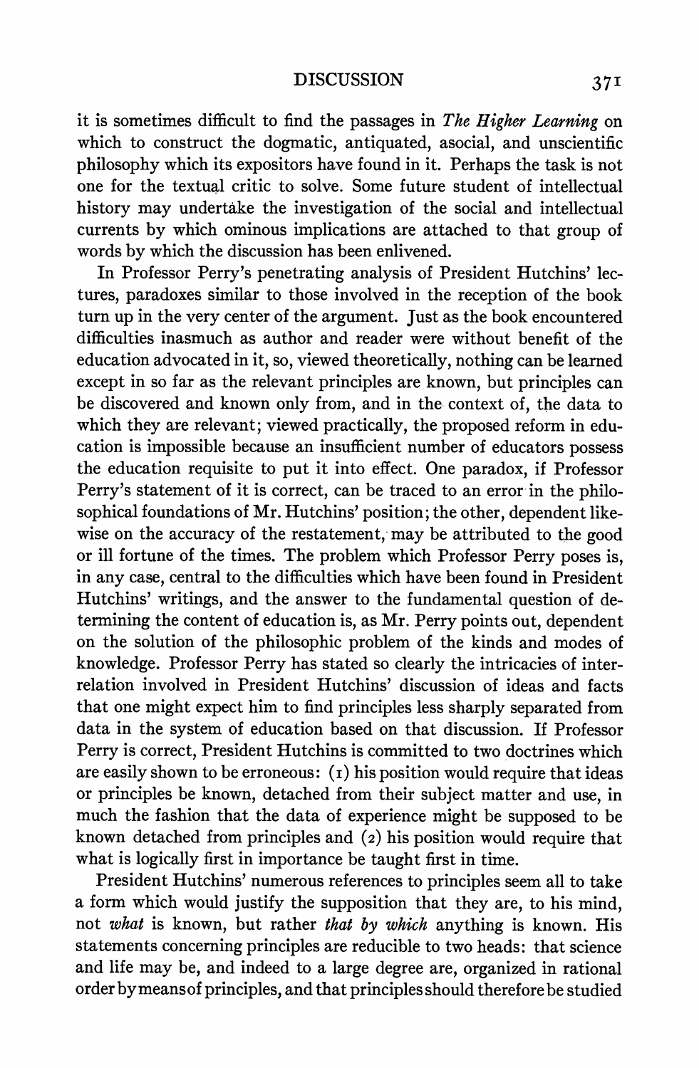it is sometimes difficult to find the passages in *The Higher Learning* on which to construct the dogmatic, antiquated, asocial, and unscientific philosophy which its expositors have found in it. Perhaps the task is not one for the textual critic to solve. Some future student of intellectual history may undertake the investigation of the social and intellectual currents by which ominous implications are attached to that group of words by which the discussion has been enlivened.

In Professor Perry's penetrating analysis of President Hutchins' lectures, paradoxes similar to those involved in the reception of the book turn up in the very center of the argument. Just as the book encountered difficulties inasmuch as author and reader were without benefit of the education advocated in it, so, viewed theoretically, nothing can be learned except in so far as the relevant principles are known, but principles can be discovered and known only from, and in the context of, the data to which they are relevant; viewed practically, the proposed reform in education is impossible because an insufficient number of educators possess the education requisite to put it into effect. One paradox, if Professor Perry's statement of it is correct, can be traced to an error in the philosophical foundations of Mr. Hutchins' position; the other, dependent likewise on the accuracy of the restatement, may be attributed to the good or ill fortune of the times. The problem which Professor Perry poses is, in any case, central to the difficulties which have been found in President Hutchins' writings, and the answer to the fundamental question of determining the content of education is, as Mr. Perry points out, dependent on the solution of the philosophic problem of the kinds and modes of knowledge. Professor Perry has stated so clearly the intricacies of interrelation involved in President Hutchins' discussion of ideas and facts that one might expect him to find principles less sharply separated from data in the system of education based on that discussion. If Professor Perry is correct, President Hutchins is committed to two doctrines which are easily shown to be erroneous: (1) his position would require that ideas or principles be known, detached from their subject matter and use, in much the fashion that the data of experience might be supposed to be known detached from principles and (2) his position would require that what is logically first in importance be taught first in time.

President Hutchins' numerous references to principles seem all to take a form which would justify the supposition that they are, to his mind, not *what* is known, but rather *that by which* anything is known. His statements concerning principles are reducible to two heads: that science and life may be, and indeed to a large degree are, organized in rational order by means of principles, and that principles should therefore be studied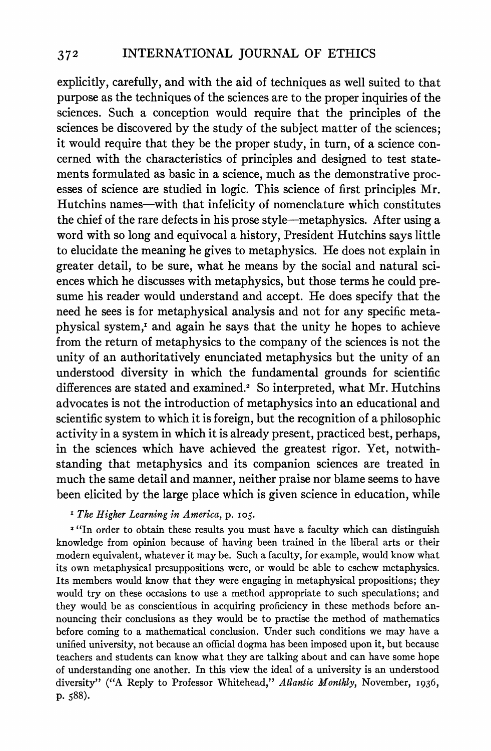explicitly, carefully, and with the aid of techniques as well suited to that purpose as the techniques of the sciences are to the proper inquiries of the sciences. Such a conception would require that the principles of the sciences be discovered by the study of the subject matter of the sciences; it would require that they be the proper study, in turn, of a science concerned with the characteristics of principles and designed to test statements formulated as basic in a science, much as the demonstrative processes of science are studied in logic. This science of first principles Mr. Hutchins names—with that infelicity of nomenclature which constitutes the chief of the rare defects in his prose style—metaphysics. After using a word with so long and equivocal a history, President Hutchins says little to elucidate the meaning he gives to metaphysics. He does not explain in greater detail, to be sure, what he means by the social and natural sciences which he discusses with metaphysics, but those terms he could presume his reader would understand and accept. He does specify that the need he sees is for metaphysical analysis and not for any specific metaphysical system,[1] and again he says that the unity he hopes to achieve from the return of metaphysics to the company of the sciences is not the unity of an authoritatively enunciated metaphysics but the unity of an understood diversity in which the fundamental grounds for scientific differences are stated and examined.[2] So interpreted, what Mr. Hutchins advocates is not the introduction of metaphysics into an educational and scientific system to which it is foreign, but the recognition of a philosophic activity in a system in which it is already present, practiced best, perhaps, in the sciences which have achieved the greatest rigor. Yet, notwithstanding that metaphysics and its companion sciences are treated in much the same detail and manner, neither praise nor blame seems to have been elicited by the large place which is given science in education, while

[1] *The Higher Learning in America*, p. 105.

[2] "In order to obtain these results you must have a faculty which can distinguish knowledge from opinion because of having been trained in the liberal arts or their modern equivalent, whatever it may be. Such a faculty, for example, would know what its own metaphysical presuppositions were, or would be able to eschew metaphysics. Its members would know that they were engaging in metaphysical propositions; they would try on these occasions to use a method appropriate to such speculations; and they would be as conscientious in acquiring proficiency in these methods before announcing their conclusions as they would be to practise the method of mathematics before coming to a mathematical conclusion. Under such conditions we may have a unified university, not because an official dogma has been imposed upon it, but because teachers and students can know what they are talking about and can have some hope of understanding one another. In this view the ideal of a university is an understood diversity" ("A Reply to Professor Whitehead," *Atlantic Monthly*, November, 1936, p. 588).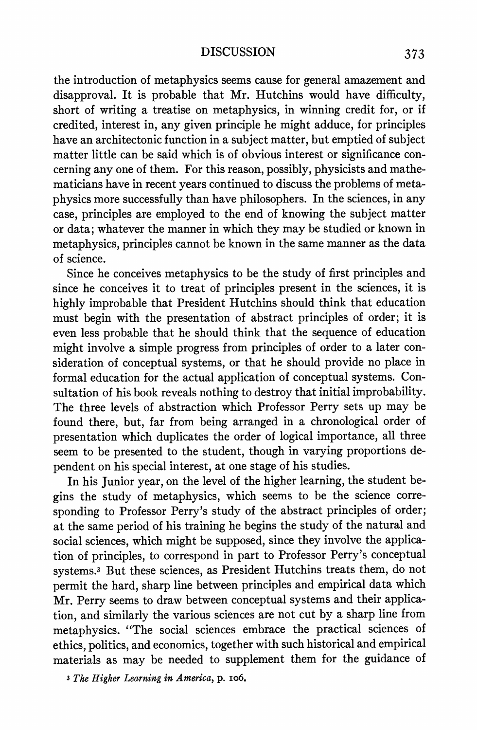the introduction of metaphysics seems cause for general amazement and disapproval. It is probable that Mr. Hutchins would have difficulty, short of writing a treatise on metaphysics, in winning credit for, or if credited, interest in, any given principle he might adduce, for principles have an architectonic function in a subject matter, but emptied of subject matter little can be said which is of obvious interest or significance concerning any one of them. For this reason, possibly, physicists and mathematicians have in recent years continued to discuss the problems of metaphysics more successfully than have philosophers. In the sciences, in any case, principles are employed to the end of knowing the subject matter or data; whatever the manner in which they may be studied or known in metaphysics, principles cannot be known in the same manner as the data of science.

Since he conceives metaphysics to be the study of first principles and since he conceives it to treat of principles present in the sciences, it is highly improbable that President Hutchins should think that education must begin with the presentation of abstract principles of order; it is even less probable that he should think that the sequence of education might involve a simple progress from principles of order to a later consideration of conceptual systems, or that he should provide no place in formal education for the actual application of conceptual systems. Consultation of his book reveals nothing to destroy that initial improbability. The three levels of abstraction which Professor Perry sets up may be found there, but, far from being arranged in a chronological order of presentation which duplicates the order of logical importance, all three seem to be presented to the student, though in varying proportions dependent on his special interest, at one stage of his studies.

In his Junior year, on the level of the higher learning, the student begins the study of metaphysics, which seems to be the science corresponding to Professor Perry's study of the abstract principles of order; at the same period of his training he begins the study of the natural and social sciences, which might be supposed, since they involve the application of principles, to correspond in part to Professor Perry's conceptual systems.[3] But these sciences, as President Hutchins treats them, do not permit the hard, sharp line between principles and empirical data which Mr. Perry seems to draw between conceptual systems and their application, and similarly the various sciences are not cut by a sharp line from metaphysics. "The social sciences embrace the practical sciences of ethics, politics, and economics, together with such historical and empirical materials as may be needed to supplement them for the guidance of

[3] *The Higher Learning in America*, p. 106.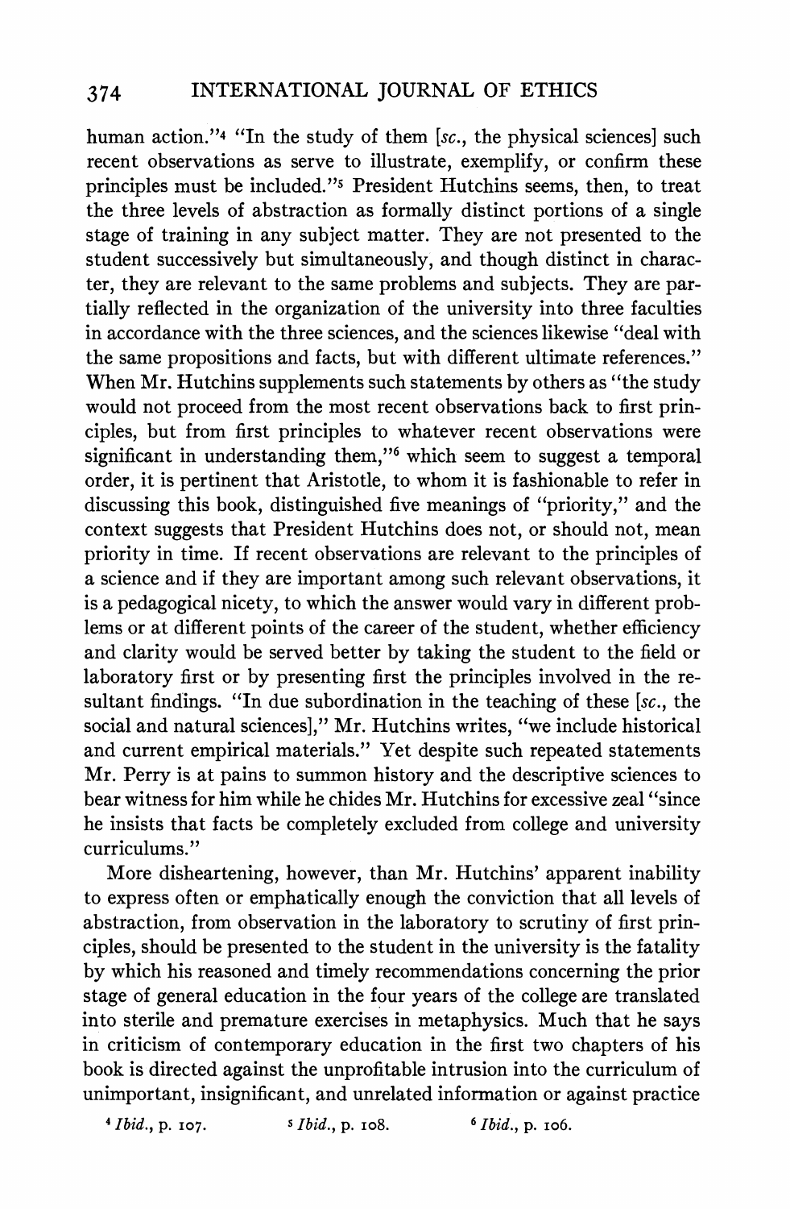human action."[4] "In the study of them [*sc.*, the physical sciences] such recent observations as serve to illustrate, exemplify, or confirm these principles must be included."[5] President Hutchins seems, then, to treat the three levels of abstraction as formally distinct portions of a single stage of training in any subject matter. They are not presented to the student successively but simultaneously, and though distinct in character, they are relevant to the same problems and subjects. They are partially reflected in the organization of the university into three faculties in accordance with the three sciences, and the sciences likewise "deal with the same propositions and facts, but with different ultimate references." When Mr. Hutchins supplements such statements by others as "the study would not proceed from the most recent observations back to first principles, but from first principles to whatever recent observations were significant in understanding them,"[6] which seem to suggest a temporal order, it is pertinent that Aristotle, to whom it is fashionable to refer in discussing this book, distinguished five meanings of "priority," and the context suggests that President Hutchins does not, or should not, mean priority in time. If recent observations are relevant to the principles of a science and if they are important among such relevant observations, it is a pedagogical nicety, to which the answer would vary in different problems or at different points of the career of the student, whether efficiency and clarity would be served better by taking the student to the field or laboratory first or by presenting first the principles involved in the resultant findings. "In due subordination in the teaching of these [*sc.*, the social and natural sciences]," Mr. Hutchins writes, "we include historical and current empirical materials." Yet despite such repeated statements Mr. Perry is at pains to summon history and the descriptive sciences to bear witness for him while he chides Mr. Hutchins for excessive zeal "since he insists that facts be completely excluded from college and university curriculums."

More disheartening, however, than Mr. Hutchins' apparent inability to express often or emphatically enough the conviction that all levels of abstraction, from observation in the laboratory to scrutiny of first principles, should be presented to the student in the university is the fatality by which his reasoned and timely recommendations concerning the prior stage of general education in the four years of the college are translated into sterile and premature exercises in metaphysics. Much that he says in criticism of contemporary education in the first two chapters of his book is directed against the unprofitable intrusion into the curriculum of unimportant, insignificant, and unrelated information or against practice

[4] *Ibid.*, p. 107. [5] *Ibid.*, p. 108. [6] *Ibid.*, p. 106.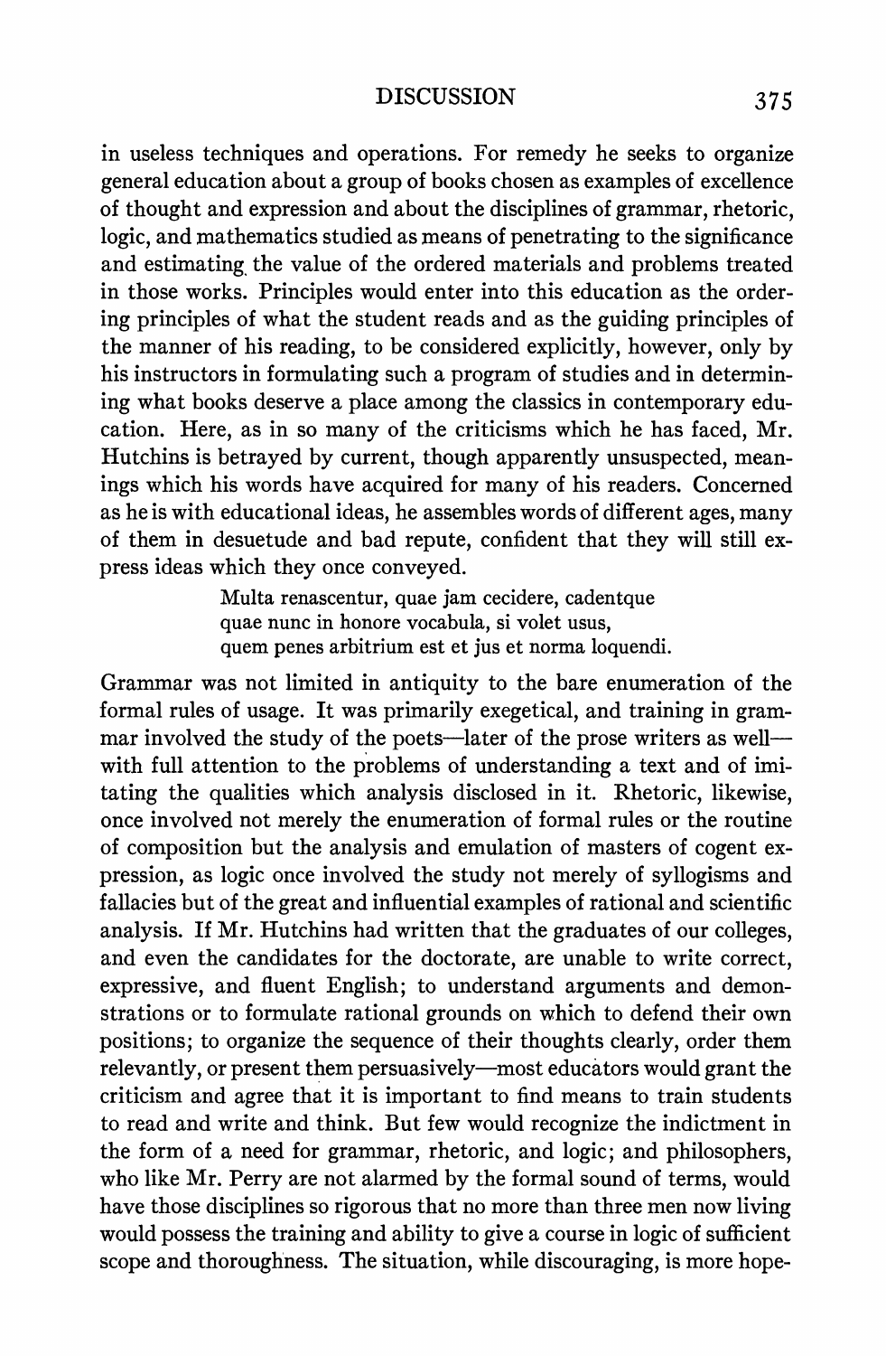in useless techniques and operations. For remedy he seeks to organize general education about a group of books chosen as examples of excellence of thought and expression and about the disciplines of grammar, rhetoric, logic, and mathematics studied as means of penetrating to the significance and estimating the value of the ordered materials and problems treated in those works. Principles would enter into this education as the ordering principles of what the student reads and as the guiding principles of the manner of his reading, to be considered explicitly, however, only by his instructors in formulating such a program of studies and in determining what books deserve a place among the classics in contemporary education. Here, as in so many of the criticisms which he has faced, Mr. Hutchins is betrayed by current, though apparently unsuspected, meanings which his words have acquired for many of his readers. Concerned as he is with educational ideas, he assembles words of different ages, many of them in desuetude and bad repute, confident that they will still express ideas which they once conveyed.

> Multa renascentur, quae jam cecidere, cadentque
> quae nunc in honore vocabula, si volet usus,
> quem penes arbitrium est et jus et norma loquendi.

Grammar was not limited in antiquity to the bare enumeration of the formal rules of usage. It was primarily exegetical, and training in grammar involved the study of the poets—later of the prose writers as well—with full attention to the problems of understanding a text and of imitating the qualities which analysis disclosed in it. Rhetoric, likewise, once involved not merely the enumeration of formal rules or the routine of composition but the analysis and emulation of masters of cogent expression, as logic once involved the study not merely of syllogisms and fallacies but of the great and influential examples of rational and scientific analysis. If Mr. Hutchins had written that the graduates of our colleges, and even the candidates for the doctorate, are unable to write correct, expressive, and fluent English; to understand arguments and demonstrations or to formulate rational grounds on which to defend their own positions; to organize the sequence of their thoughts clearly, order them relevantly, or present them persuasively—most educators would grant the criticism and agree that it is important to find means to train students to read and write and think. But few would recognize the indictment in the form of a need for grammar, rhetoric, and logic; and philosophers, who like Mr. Perry are not alarmed by the formal sound of terms, would have those disciplines so rigorous that no more than three men now living would possess the training and ability to give a course in logic of sufficient scope and thoroughness. The situation, while discouraging, is more hope-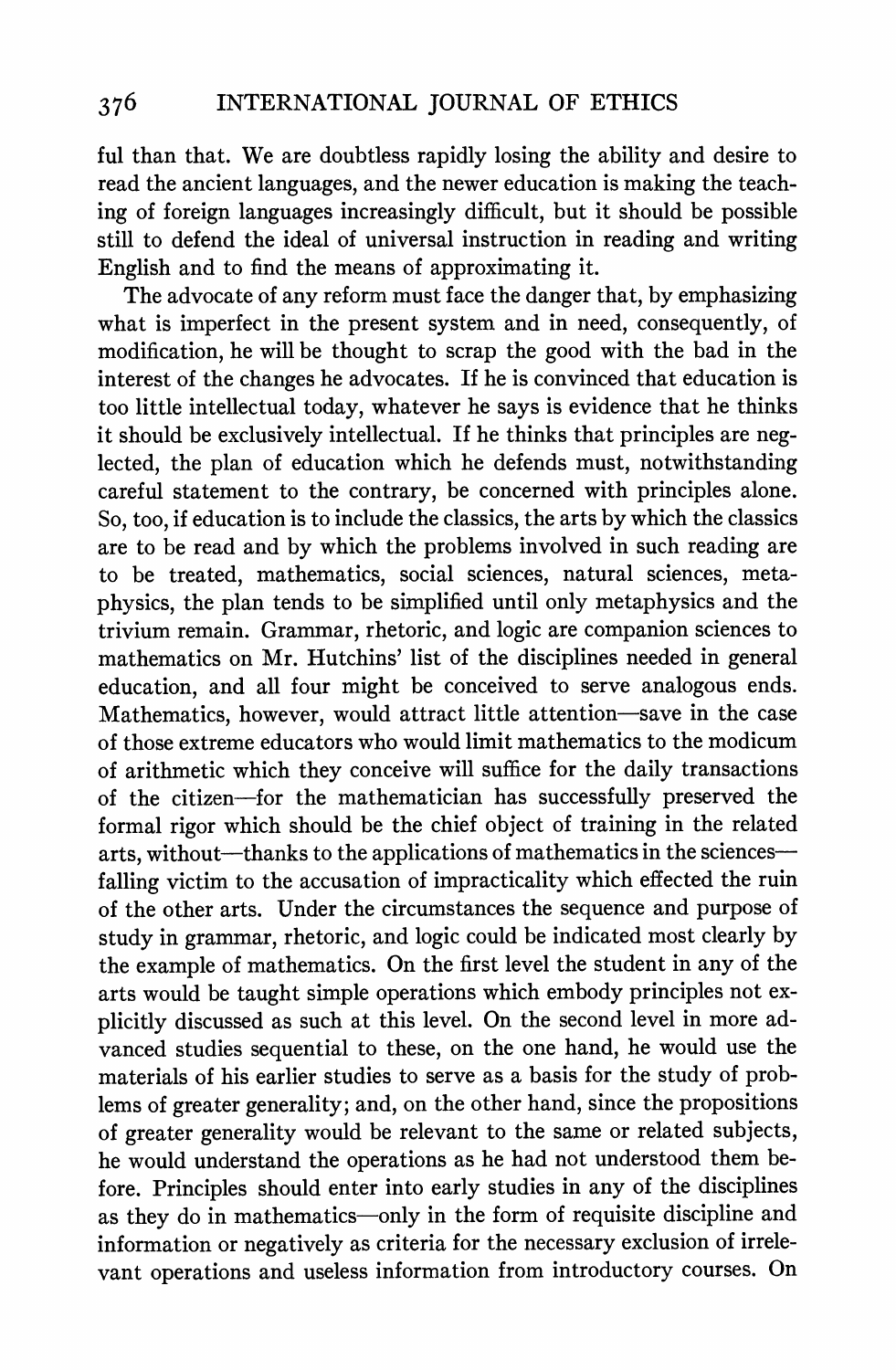ful than that. We are doubtless rapidly losing the ability and desire to read the ancient languages, and the newer education is making the teaching of foreign languages increasingly difficult, but it should be possible still to defend the ideal of universal instruction in reading and writing English and to find the means of approximating it.

The advocate of any reform must face the danger that, by emphasizing what is imperfect in the present system and in need, consequently, of modification, he will be thought to scrap the good with the bad in the interest of the changes he advocates. If he is convinced that education is too little intellectual today, whatever he says is evidence that he thinks it should be exclusively intellectual. If he thinks that principles are neglected, the plan of education which he defends must, notwithstanding careful statement to the contrary, be concerned with principles alone. So, too, if education is to include the classics, the arts by which the classics are to be read and by which the problems involved in such reading are to be treated, mathematics, social sciences, natural sciences, metaphysics, the plan tends to be simplified until only metaphysics and the trivium remain. Grammar, rhetoric, and logic are companion sciences to mathematics on Mr. Hutchins' list of the disciplines needed in general education, and all four might be conceived to serve analogous ends. Mathematics, however, would attract little attention—save in the case of those extreme educators who would limit mathematics to the modicum of arithmetic which they conceive will suffice for the daily transactions of the citizen—for the mathematician has successfully preserved the formal rigor which should be the chief object of training in the related arts, without—thanks to the applications of mathematics in the sciences—falling victim to the accusation of impracticality which effected the ruin of the other arts. Under the circumstances the sequence and purpose of study in grammar, rhetoric, and logic could be indicated most clearly by the example of mathematics. On the first level the student in any of the arts would be taught simple operations which embody principles not explicitly discussed as such at this level. On the second level in more advanced studies sequential to these, on the one hand, he would use the materials of his earlier studies to serve as a basis for the study of problems of greater generality; and, on the other hand, since the propositions of greater generality would be relevant to the same or related subjects, he would understand the operations as he had not understood them before. Principles should enter into early studies in any of the disciplines as they do in mathematics—only in the form of requisite discipline and information or negatively as criteria for the necessary exclusion of irrelevant operations and useless information from introductory courses. On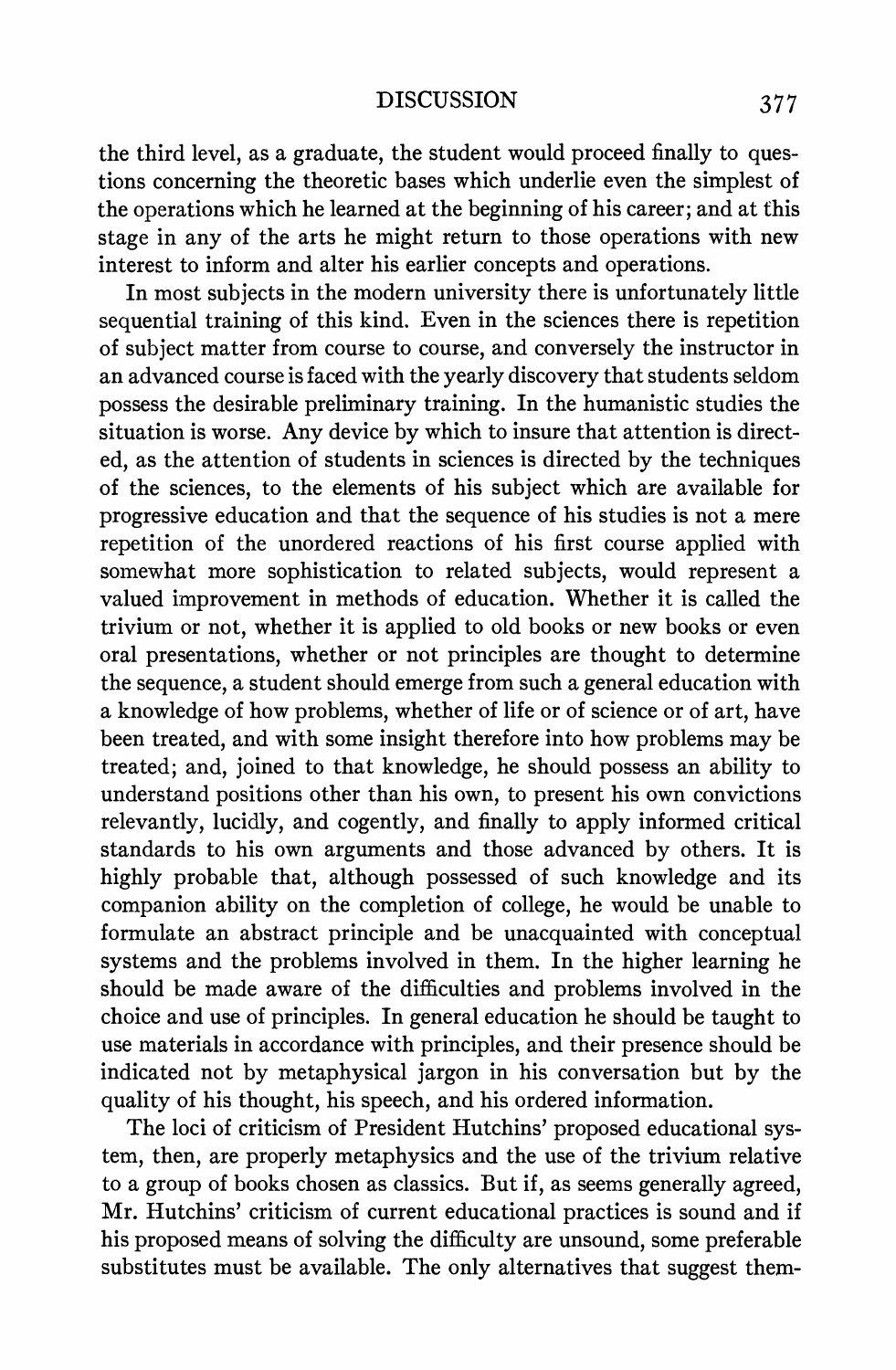the third level, as a graduate, the student would proceed finally to questions concerning the theoretic bases which underlie even the simplest of the operations which he learned at the beginning of his career; and at this stage in any of the arts he might return to those operations with new interest to inform and alter his earlier concepts and operations.

In most subjects in the modern university there is unfortunately little sequential training of this kind. Even in the sciences there is repetition of subject matter from course to course, and conversely the instructor in an advanced course is faced with the yearly discovery that students seldom possess the desirable preliminary training. In the humanistic studies the situation is worse. Any device by which to insure that attention is directed, as the attention of students in sciences is directed by the techniques of the sciences, to the elements of his subject which are available for progressive education and that the sequence of his studies is not a mere repetition of the unordered reactions of his first course applied with somewhat more sophistication to related subjects, would represent a valued improvement in methods of education. Whether it is called the trivium or not, whether it is applied to old books or new books or even oral presentations, whether or not principles are thought to determine the sequence, a student should emerge from such a general education with a knowledge of how problems, whether of life or of science or of art, have been treated, and with some insight therefore into how problems may be treated; and, joined to that knowledge, he should possess an ability to understand positions other than his own, to present his own convictions relevantly, lucidly, and cogently, and finally to apply informed critical standards to his own arguments and those advanced by others. It is highly probable that, although possessed of such knowledge and its companion ability on the completion of college, he would be unable to formulate an abstract principle and be unacquainted with conceptual systems and the problems involved in them. In the higher learning he should be made aware of the difficulties and problems involved in the choice and use of principles. In general education he should be taught to use materials in accordance with principles, and their presence should be indicated not by metaphysical jargon in his conversation but by the quality of his thought, his speech, and his ordered information.

The loci of criticism of President Hutchins' proposed educational system, then, are properly metaphysics and the use of the trivium relative to a group of books chosen as classics. But if, as seems generally agreed, Mr. Hutchins' criticism of current educational practices is sound and if his proposed means of solving the difficulty are unsound, some preferable substitutes must be available. The only alternatives that suggest them-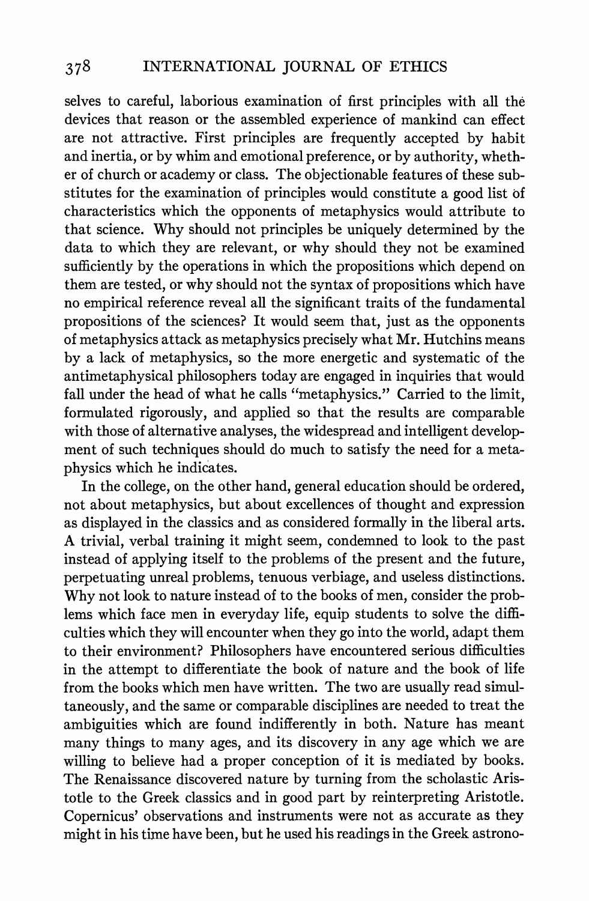selves to careful, laborious examination of first principles with all the devices that reason or the assembled experience of mankind can effect are not attractive. First principles are frequently accepted by habit and inertia, or by whim and emotional preference, or by authority, whether of church or academy or class. The objectionable features of these substitutes for the examination of principles would constitute a good list of characteristics which the opponents of metaphysics would attribute to that science. Why should not principles be uniquely determined by the data to which they are relevant, or why should they not be examined sufficiently by the operations in which the propositions which depend on them are tested, or why should not the syntax of propositions which have no empirical reference reveal all the significant traits of the fundamental propositions of the sciences? It would seem that, just as the opponents of metaphysics attack as metaphysics precisely what Mr. Hutchins means by a lack of metaphysics, so the more energetic and systematic of the antimetaphysical philosophers today are engaged in inquiries that would fall under the head of what he calls "metaphysics." Carried to the limit, formulated rigorously, and applied so that the results are comparable with those of alternative analyses, the widespread and intelligent development of such techniques should do much to satisfy the need for a metaphysics which he indicates.

In the college, on the other hand, general education should be ordered, not about metaphysics, but about excellences of thought and expression as displayed in the classics and as considered formally in the liberal arts. A trivial, verbal training it might seem, condemned to look to the past instead of applying itself to the problems of the present and the future, perpetuating unreal problems, tenuous verbiage, and useless distinctions. Why not look to nature instead of to the books of men, consider the problems which face men in everyday life, equip students to solve the difficulties which they will encounter when they go into the world, adapt them to their environment? Philosophers have encountered serious difficulties in the attempt to differentiate the book of nature and the book of life from the books which men have written. The two are usually read simultaneously, and the same or comparable disciplines are needed to treat the ambiguities which are found indifferently in both. Nature has meant many things to many ages, and its discovery in any age which we are willing to believe had a proper conception of it is mediated by books. The Renaissance discovered nature by turning from the scholastic Aristotle to the Greek classics and in good part by reinterpreting Aristotle. Copernicus' observations and instruments were not as accurate as they might in his time have been, but he used his readings in the Greek astrono-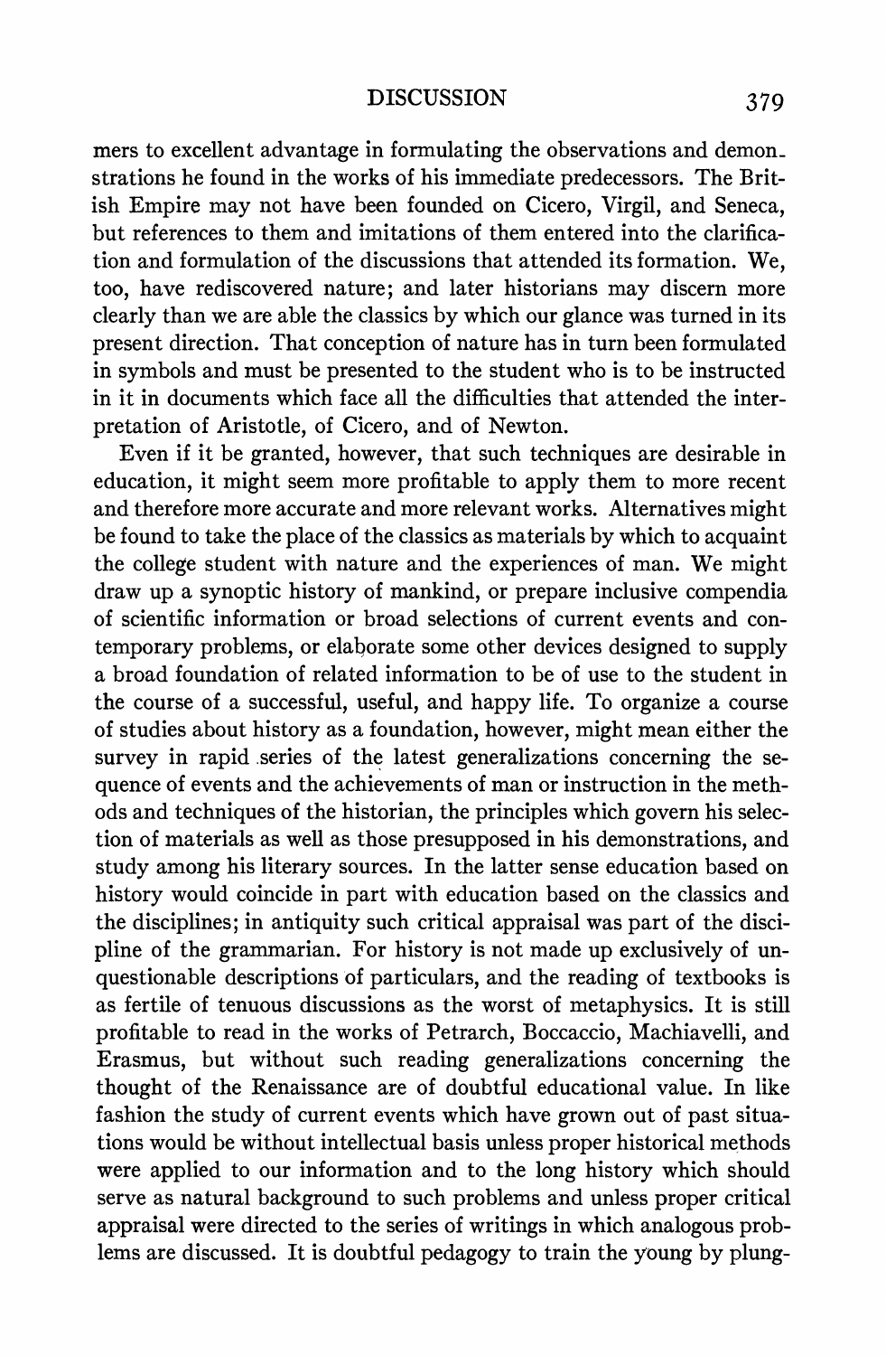mers to excellent advantage in formulating the observations and demonstrations he found in the works of his immediate predecessors. The British Empire may not have been founded on Cicero, Virgil, and Seneca, but references to them and imitations of them entered into the clarification and formulation of the discussions that attended its formation. We, too, have rediscovered nature; and later historians may discern more clearly than we are able the classics by which our glance was turned in its present direction. That conception of nature has in turn been formulated in symbols and must be presented to the student who is to be instructed in it in documents which face all the difficulties that attended the interpretation of Aristotle, of Cicero, and of Newton.

Even if it be granted, however, that such techniques are desirable in education, it might seem more profitable to apply them to more recent and therefore more accurate and more relevant works. Alternatives might be found to take the place of the classics as materials by which to acquaint the college student with nature and the experiences of man. We might draw up a synoptic history of mankind, or prepare inclusive compendia of scientific information or broad selections of current events and contemporary problems, or elaborate some other devices designed to supply a broad foundation of related information to be of use to the student in the course of a successful, useful, and happy life. To organize a course of studies about history as a foundation, however, might mean either the survey in rapid series of the latest generalizations concerning the sequence of events and the achievements of man or instruction in the methods and techniques of the historian, the principles which govern his selection of materials as well as those presupposed in his demonstrations, and study among his literary sources. In the latter sense education based on history would coincide in part with education based on the classics and the disciplines; in antiquity such critical appraisal was part of the discipline of the grammarian. For history is not made up exclusively of unquestionable descriptions of particulars, and the reading of textbooks is as fertile of tenuous discussions as the worst of metaphysics. It is still profitable to read in the works of Petrarch, Boccaccio, Machiavelli, and Erasmus, but without such reading generalizations concerning the thought of the Renaissance are of doubtful educational value. In like fashion the study of current events which have grown out of past situations would be without intellectual basis unless proper historical methods were applied to our information and to the long history which should serve as natural background to such problems and unless proper critical appraisal were directed to the series of writings in which analogous problems are discussed. It is doubtful pedagogy to train the young by plung-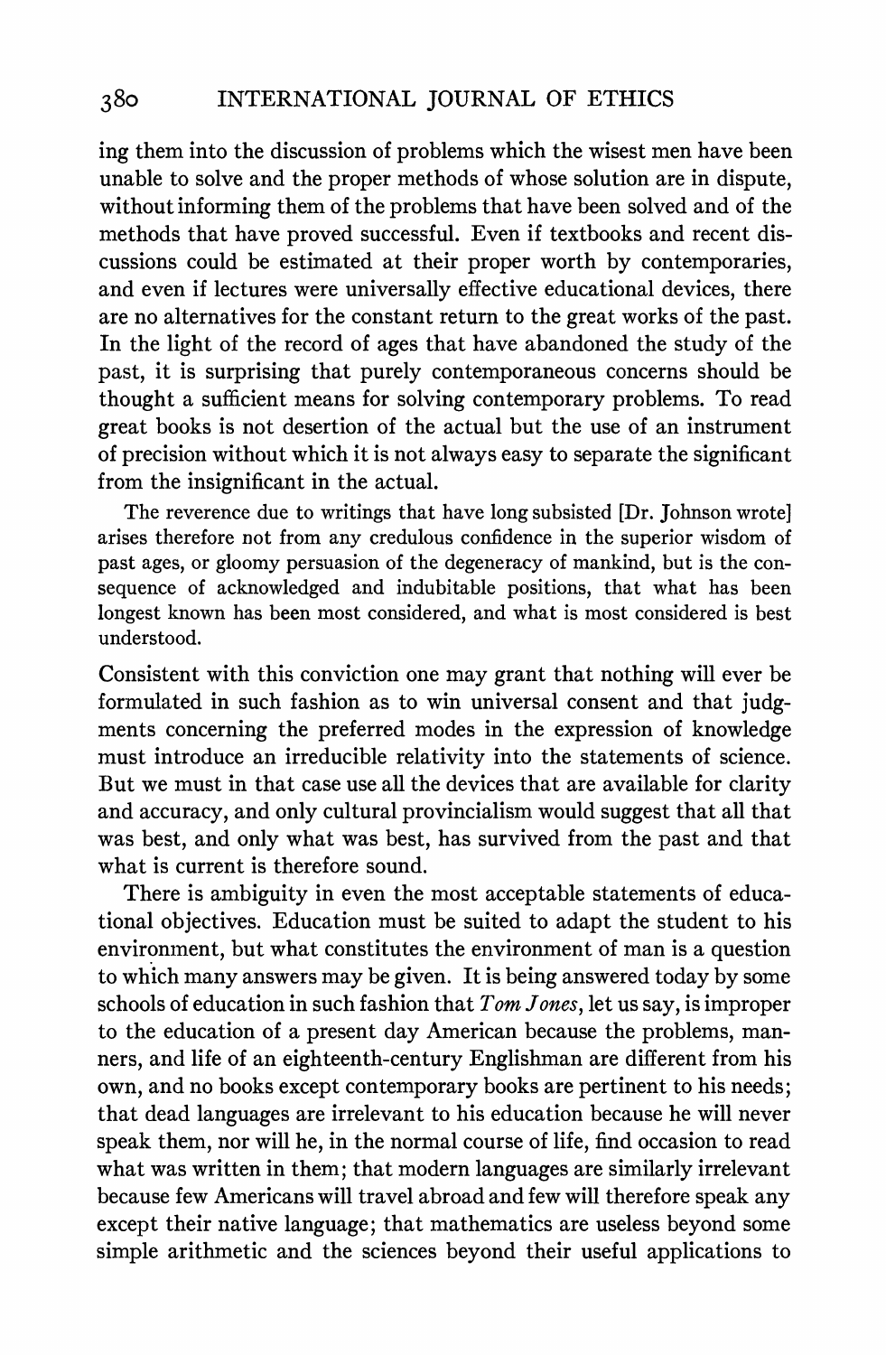ing them into the discussion of problems which the wisest men have been unable to solve and the proper methods of whose solution are in dispute, without informing them of the problems that have been solved and of the methods that have proved successful. Even if textbooks and recent discussions could be estimated at their proper worth by contemporaries, and even if lectures were universally effective educational devices, there are no alternatives for the constant return to the great works of the past. In the light of the record of ages that have abandoned the study of the past, it is surprising that purely contemporaneous concerns should be thought a sufficient means for solving contemporary problems. To read great books is not desertion of the actual but the use of an instrument of precision without which it is not always easy to separate the significant from the insignificant in the actual.

> The reverence due to writings that have long subsisted [Dr. Johnson wrote] arises therefore not from any credulous confidence in the superior wisdom of past ages, or gloomy persuasion of the degeneracy of mankind, but is the consequence of acknowledged and indubitable positions, that what has been longest known has been most considered, and what is most considered is best understood.

Consistent with this conviction one may grant that nothing will ever be formulated in such fashion as to win universal consent and that judgments concerning the preferred modes in the expression of knowledge must introduce an irreducible relativity into the statements of science. But we must in that case use all the devices that are available for clarity and accuracy, and only cultural provincialism would suggest that all that was best, and only what was best, has survived from the past and that what is current is therefore sound.

There is ambiguity in even the most acceptable statements of educational objectives. Education must be suited to adapt the student to his environment, but what constitutes the environment of man is a question to which many answers may be given. It is being answered today by some schools of education in such fashion that *Tom Jones*, let us say, is improper to the education of a present day American because the problems, manners, and life of an eighteenth-century Englishman are different from his own, and no books except contemporary books are pertinent to his needs; that dead languages are irrelevant to his education because he will never speak them, nor will he, in the normal course of life, find occasion to read what was written in them; that modern languages are similarly irrelevant because few Americans will travel abroad and few will therefore speak any except their native language; that mathematics are useless beyond some simple arithmetic and the sciences beyond their useful applications to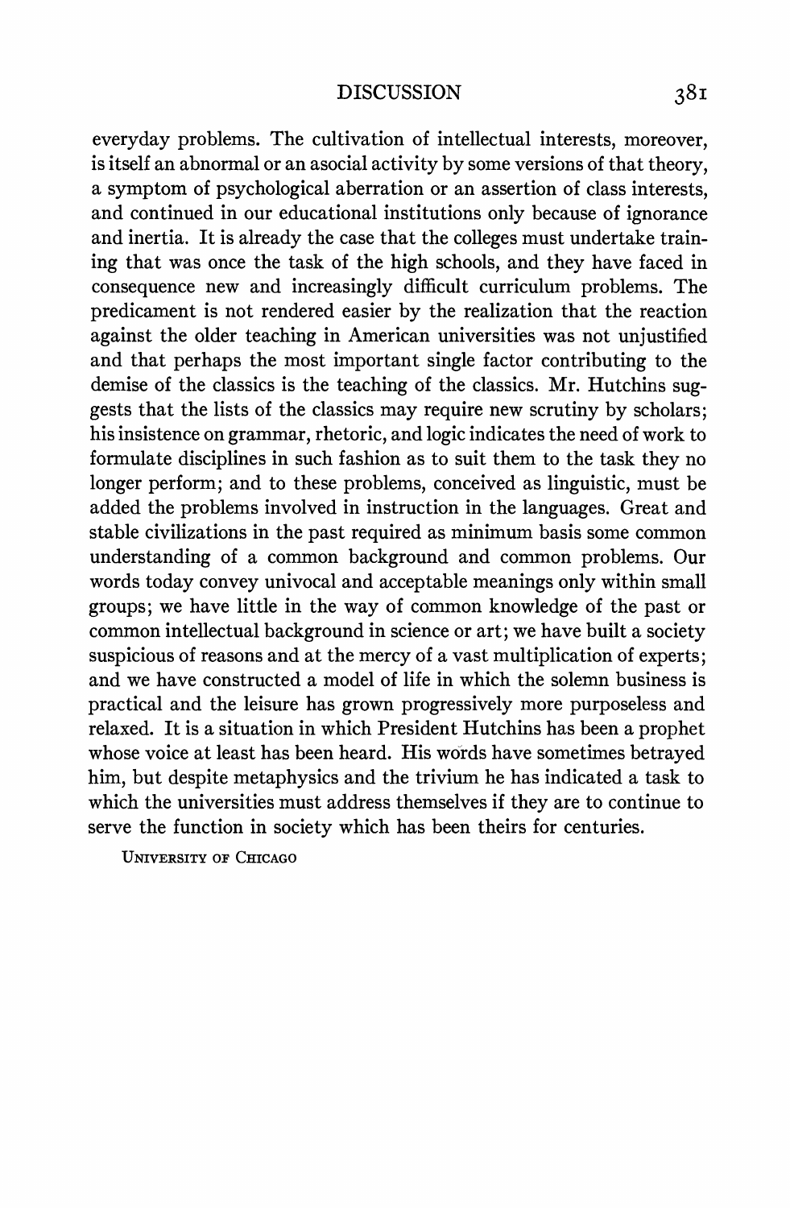everyday problems. The cultivation of intellectual interests, moreover, is itself an abnormal or an asocial activity by some versions of that theory, a symptom of psychological aberration or an assertion of class interests, and continued in our educational institutions only because of ignorance and inertia. It is already the case that the colleges must undertake training that was once the task of the high schools, and they have faced in consequence new and increasingly difficult curriculum problems. The predicament is not rendered easier by the realization that the reaction against the older teaching in American universities was not unjustified and that perhaps the most important single factor contributing to the demise of the classics is the teaching of the classics. Mr. Hutchins suggests that the lists of the classics may require new scrutiny by scholars; his insistence on grammar, rhetoric, and logic indicates the need of work to formulate disciplines in such fashion as to suit them to the task they no longer perform; and to these problems, conceived as linguistic, must be added the problems involved in instruction in the languages. Great and stable civilizations in the past required as minimum basis some common understanding of a common background and common problems. Our words today convey univocal and acceptable meanings only within small groups; we have little in the way of common knowledge of the past or common intellectual background in science or art; we have built a society suspicious of reasons and at the mercy of a vast multiplication of experts; and we have constructed a model of life in which the solemn business is practical and the leisure has grown progressively more purposeless and relaxed. It is a situation in which President Hutchins has been a prophet whose voice at least has been heard. His words have sometimes betrayed him, but despite metaphysics and the trivium he has indicated a task to which the universities must address themselves if they are to continue to serve the function in society which has been theirs for centuries.

University of Chicago